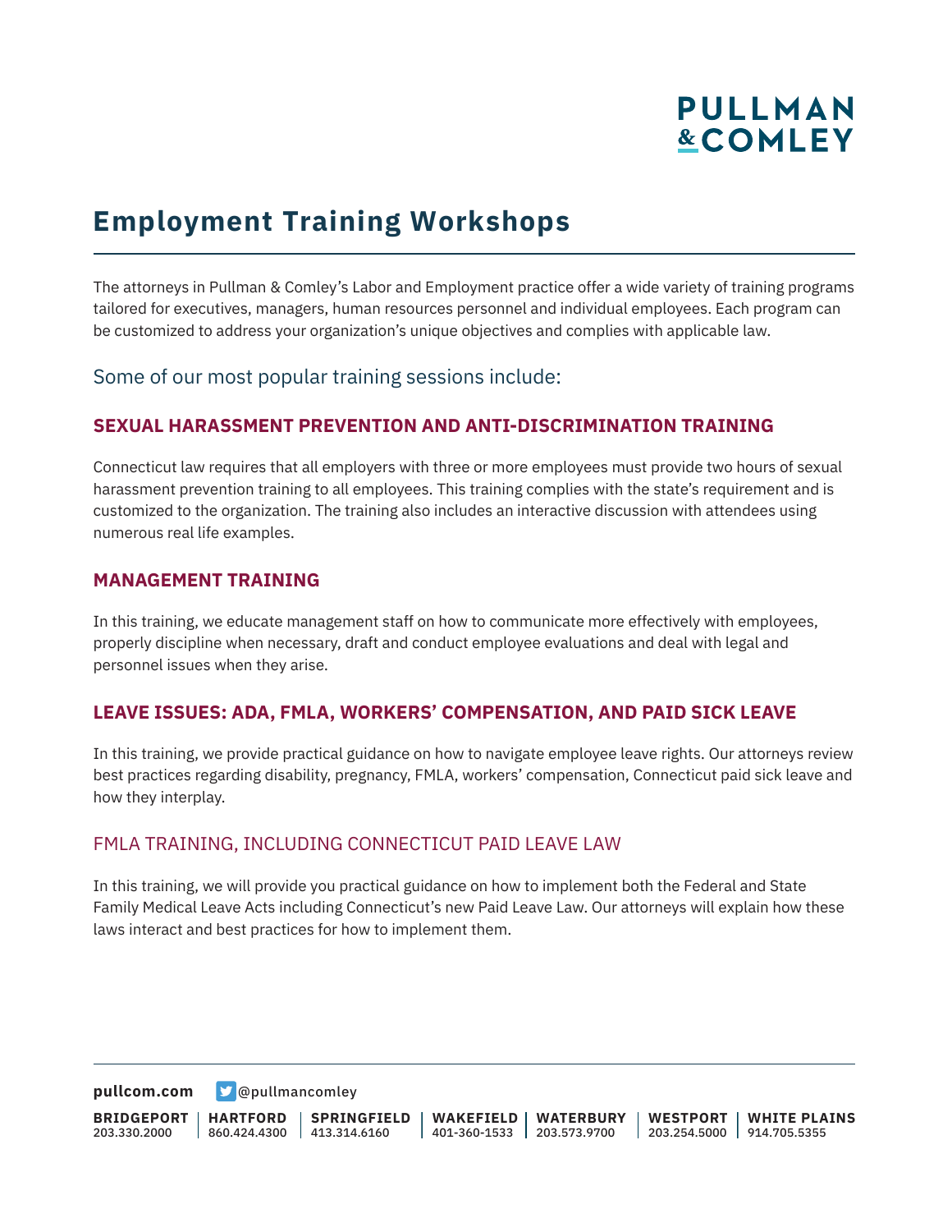# Employment Training Workshops

The attorneys in Pullman & Comley's Labor and Employment practice offer a wide variety of training programs tailored for executives, managers, human resources personnel and individual employees. Each program can be customized to address your organization's unique objectives and complies with applicable law.

## Some of our most popular training sessions include:

### SEXUAL HARASSMENT PREVENTION AND ANTI-DISCRIMINATION TRAINING

Connecticut law requires that all employers with three or more employees must provide two hours of sexual harassment prevention training to all employees. This training complies with the state's requirement and is customized to the organization. The training also includes an interactive discussion with attendees using numerous real life examples.

### MANAGEMENT TRAINING

In this training, we educate management staff on how to communicate more effectively with employees, properly discipline when necessary, draft and conduct employee evaluations and deal with legal and personnel issues when they arise.

### LEAVE ISSUES: ADA, FMLA, WORKERS' COMPENSATION, AND PAID SICK LEAVE

In this training, we provide practical guidance on how to navigate employee leave rights. Our attorneys review best practices regarding disability, pregnancy, FMLA, workers' compensation, Connecticut paid sick leave and how they interplay.

### FMLA TRAINING, INCLUDING CONNECTICUT PAID LEAVE LAW

In this training, we will provide you practical guidance on how to implement both the Federal and State Family Medical Leave Acts including Connecticut's new Paid Leave Law. Our attorneys will explain how these laws interact and best practices for how to implement them.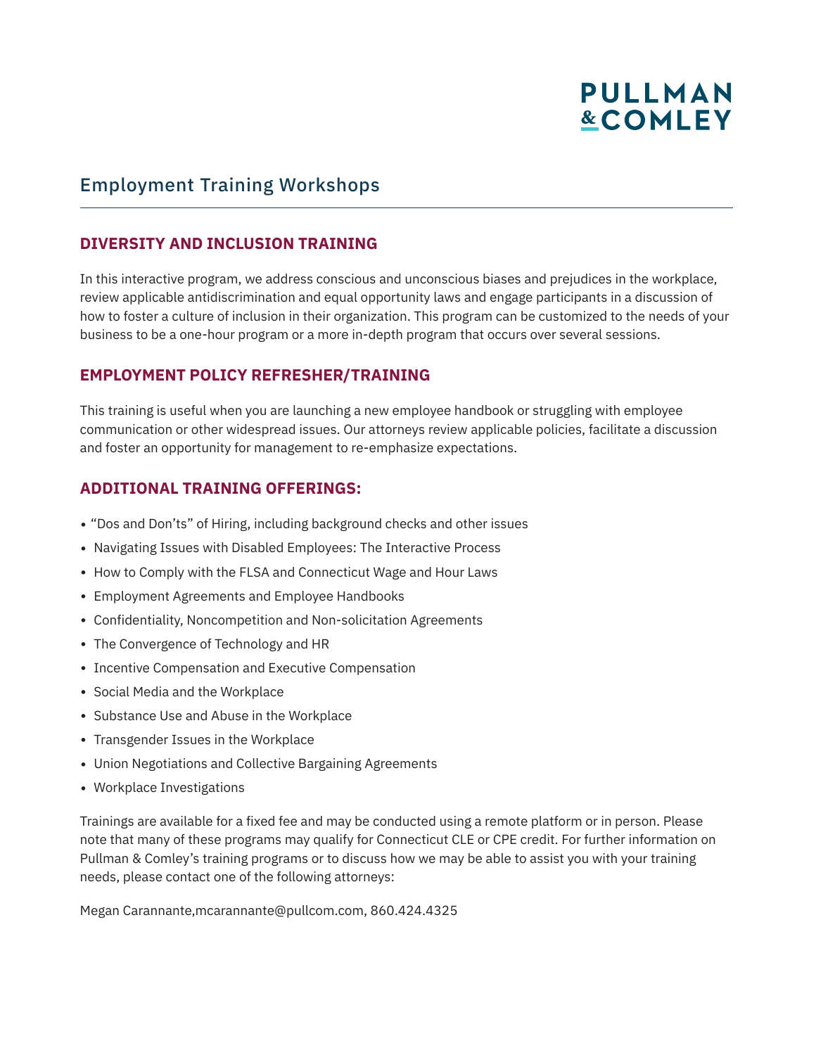# Employment Training Workshops

## DIVERSITY AND INCLUSION TRAINING

In this interactive program, we address conscious and unconscious biases and prejudices in the workplace, review applicable antidiscrimination and equal opportunity laws and engage participants in a discussion of how to foster a culture of inclusion in their organization. This program can be customized to the needs of your business to be a one-hour program or a more in-depth program that occurs over several sessions.

## EMPLOYMENT POLICY REFRESHER/TRAINING

This training is useful when you are launching a new employee handbook or struggling with employee communication or other widespread issues. Our attorneys review applicable policies, facilitate a discussion and foster an opportunity for management to re-emphasize expectations.

## ADDITIONAL TRAINING OFFERINGS:

- "Dos and Don'ts" of Hiring, including background checks and other issues
- Navigating Issues with Disabled Employees: The Interactive Process
- How to Comply with the FLSA and Connecticut Wage and Hour Laws
- Employment Agreements and Employee Handbooks
- Confidentiality, Noncompetition and Non-solicitation Agreements
- The Convergence of Technology and HR
- Incentive Compensation and Executive Compensation
- Social Media and the Workplace
- Substance Use and Abuse in the Workplace
- Transgender Issues in the Workplace
- Union Negotiations and Collective Bargaining Agreements
- Workplace Investigations

Trainings are available for a fixed fee and may be conducted using a remote platform or in person. Please note that many of these programs may qualify for Connecticut CLE or CPE credit. For further information on Pullman & Comley's training programs or to discuss how we may be able to assist you with your training needs, please contact one of the following attorneys:

Megan Carannante,mcarannante@pullcom.com, 860.424.4325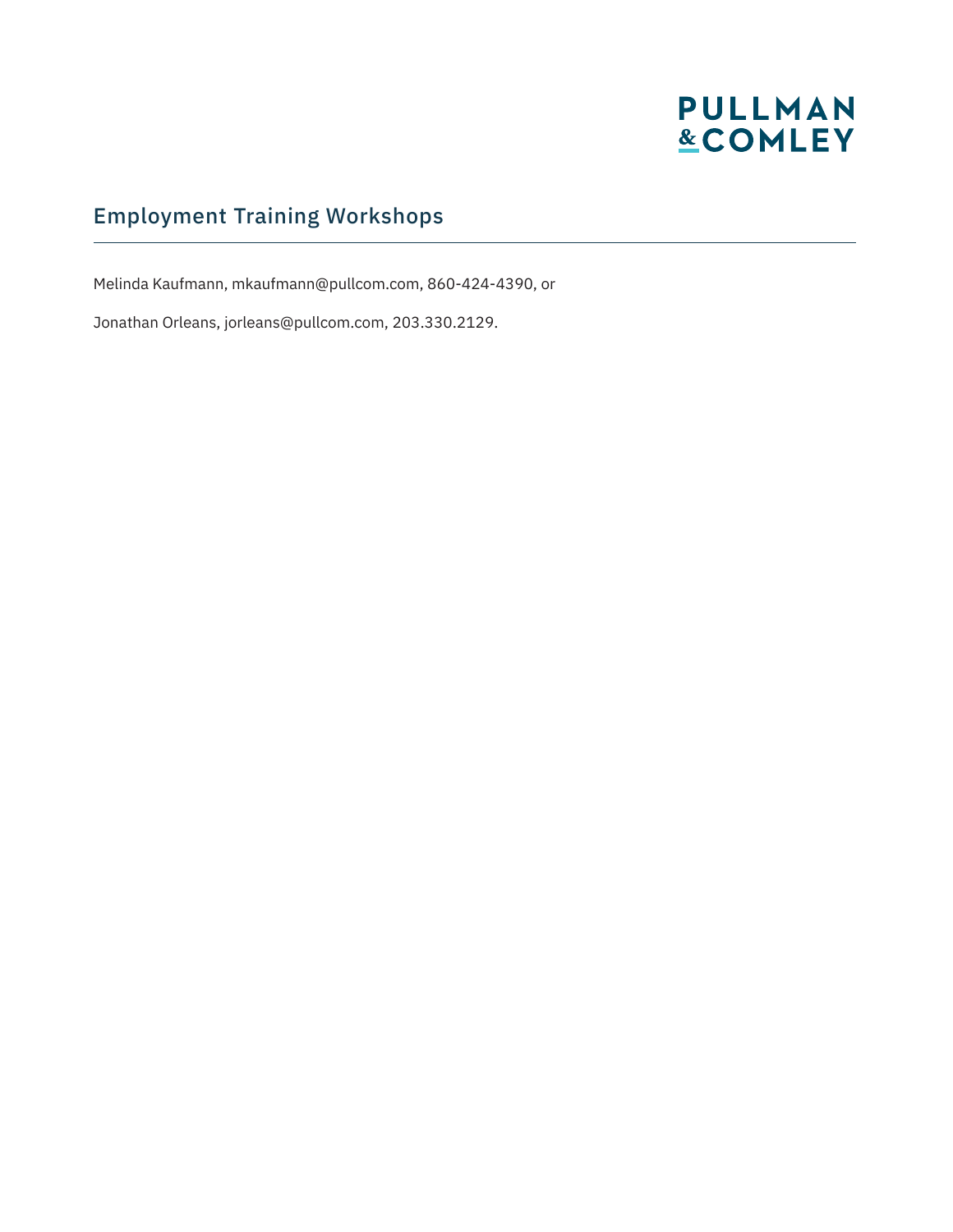PULLMAN & COMLEY

## Employment Training Workshops

Melinda Kaufmann, mkaufmann@pullcom.com, 860-424-4390, or

Jonathan Orleans, jorleans@pullcom.com, 203.330.2129.